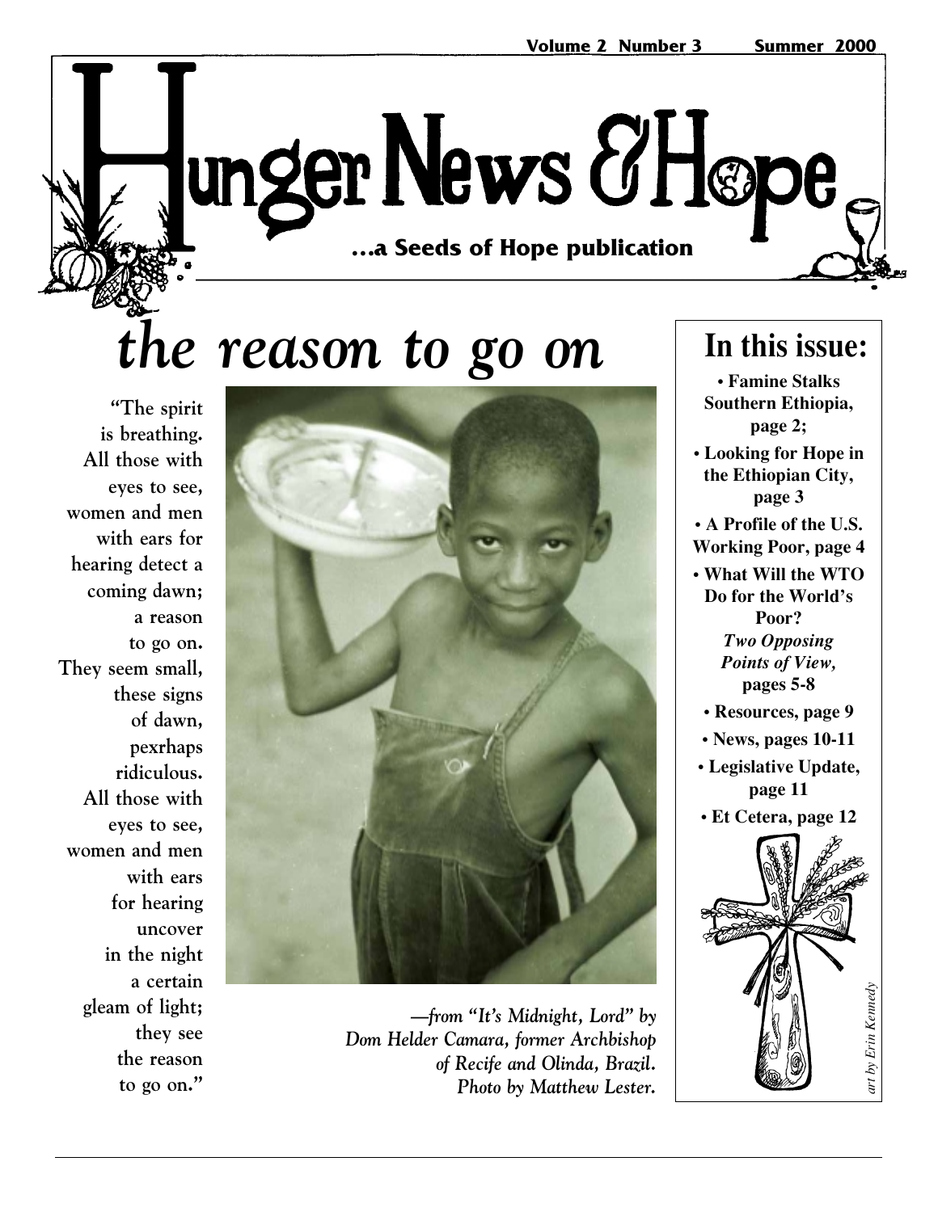# Hunger News & Hope

**...a Seeds of Hope publication**

Volume 2 Number 3 Summer 2000

# *the reason to go on*

"The spirit
is breathing.
All those with
eyes to see,
women and men
with ears for
hearing detect a
coming dawn;
a reason
to go on.
They seem small,
these signs
of dawn,
pexrhaps
ridiculous.
All those with
eyes to see,
women and men
with ears
for hearing
uncover
in the night
a certain
gleam of light;
they see
the reason
to go on."

*—from "It's Midnight, Lord" by Dom Helder Camara, former Archbishop of Recife and Olinda, Brazil. Photo by Matthew Lester.*

## In this issue:

- **Famine Stalks Southern Ethiopia, page 2;**
- **Looking for Hope in the Ethiopian City, page 3**
- **A Profile of the U.S. Working Poor, page 4**
- **What Will the WTO Do for the World's Poor? *Two Opposing Points of View,* pages 5-8**
- **Resources, page 9**
- **News, pages 10-11**
- **Legislative Update, page 11**
- **Et Cetera, page 12**

*art by Erin Kennedy*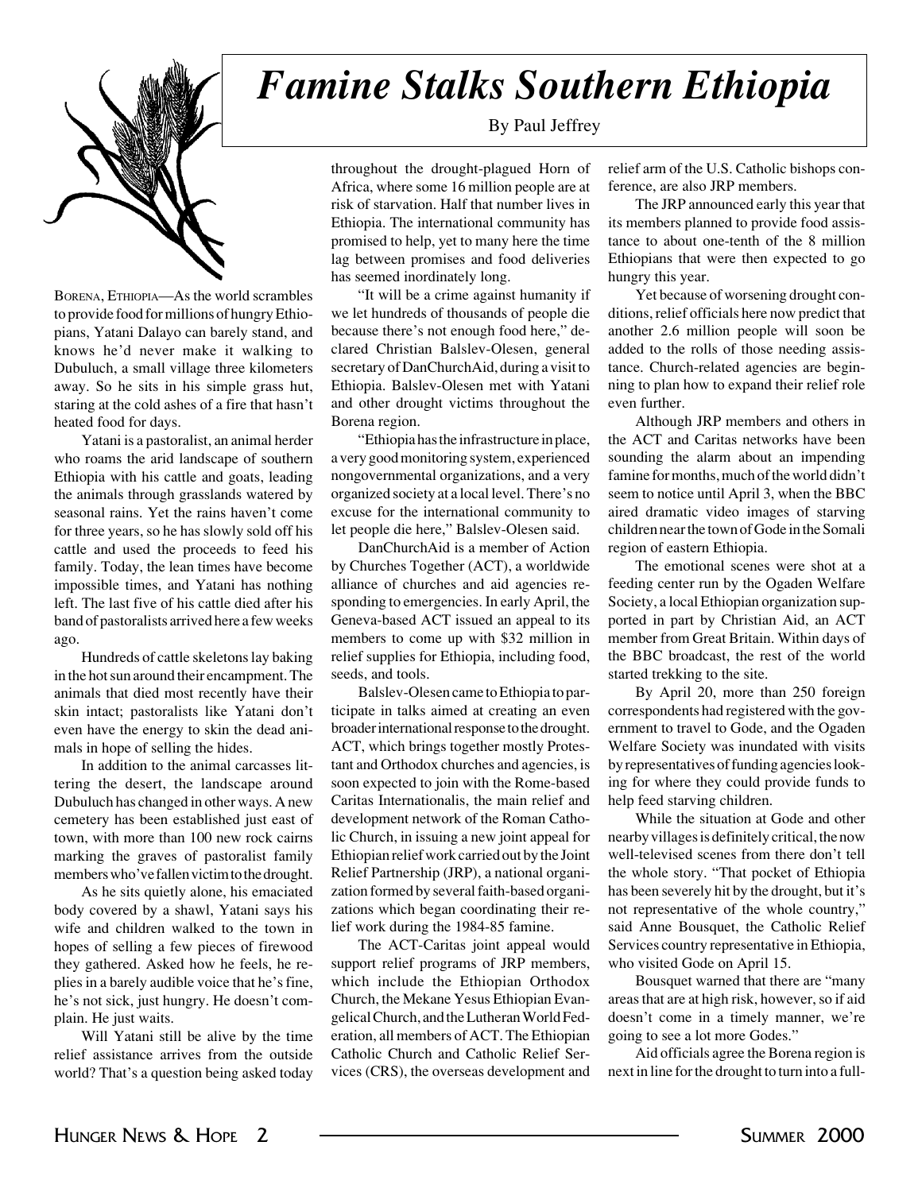# *Famine Stalks Southern Ethiopia*

By Paul Jeffrey

BORENA, ETHIOPIA—As the world scrambles to provide food for millions of hungry Ethiopians, Yatani Dalayo can barely stand, and knows he'd never make it walking to Dubuluch, a small village three kilometers away. So he sits in his simple grass hut, staring at the cold ashes of a fire that hasn't heated food for days.

Yatani is a pastoralist, an animal herder who roams the arid landscape of southern Ethiopia with his cattle and goats, leading the animals through grasslands watered by seasonal rains. Yet the rains haven't come for three years, so he has slowly sold off his cattle and used the proceeds to feed his family. Today, the lean times have become impossible times, and Yatani has nothing left. The last five of his cattle died after his band of pastoralists arrived here a few weeks ago.

Hundreds of cattle skeletons lay baking in the hot sun around their encampment. The animals that died most recently have their skin intact; pastoralists like Yatani don't even have the energy to skin the dead animals in hope of selling the hides.

In addition to the animal carcasses littering the desert, the landscape around Dubuluch has changed in other ways. A new cemetery has been established just east of town, with more than 100 new rock cairns marking the graves of pastoralist family members who've fallen victim to the drought.

As he sits quietly alone, his emaciated body covered by a shawl, Yatani says his wife and children walked to the town in hopes of selling a few pieces of firewood they gathered. Asked how he feels, he replies in a barely audible voice that he's fine, he's not sick, just hungry. He doesn't complain. He just waits.

Will Yatani still be alive by the time relief assistance arrives from the outside world? That's a question being asked today throughout the drought-plagued Horn of Africa, where some 16 million people are at risk of starvation. Half that number lives in Ethiopia. The international community has promised to help, yet to many here the time lag between promises and food deliveries has seemed inordinately long.

"It will be a crime against humanity if we let hundreds of thousands of people die because there's not enough food here," declared Christian Balslev-Olesen, general secretary of DanChurchAid, during a visit to Ethiopia. Balslev-Olesen met with Yatani and other drought victims throughout the Borena region.

"Ethiopia has the infrastructure in place, a very good monitoring system, experienced nongovernmental organizations, and a very organized society at a local level. There's no excuse for the international community to let people die here," Balslev-Olesen said.

DanChurchAid is a member of Action by Churches Together (ACT), a worldwide alliance of churches and aid agencies responding to emergencies. In early April, the Geneva-based ACT issued an appeal to its members to come up with $32 million in relief supplies for Ethiopia, including food, seeds, and tools.

Balslev-Olesen came to Ethiopia to participate in talks aimed at creating an even broader international response to the drought. ACT, which brings together mostly Protestant and Orthodox churches and agencies, is soon expected to join with the Rome-based Caritas Internationalis, the main relief and development network of the Roman Catholic Church, in issuing a new joint appeal for Ethiopian relief work carried out by the Joint Relief Partnership (JRP), a national organization formed by several faith-based organizations which began coordinating their relief work during the 1984-85 famine.

The ACT-Caritas joint appeal would support relief programs of JRP members, which include the Ethiopian Orthodox Church, the Mekane Yesus Ethiopian Evangelical Church, and the Lutheran World Federation, all members of ACT. The Ethiopian Catholic Church and Catholic Relief Services (CRS), the overseas development and relief arm of the U.S. Catholic bishops conference, are also JRP members.

The JRP announced early this year that its members planned to provide food assistance to about one-tenth of the 8 million Ethiopians that were then expected to go hungry this year.

Yet because of worsening drought conditions, relief officials here now predict that another 2.6 million people will soon be added to the rolls of those needing assistance. Church-related agencies are beginning to plan how to expand their relief role even further.

Although JRP members and others in the ACT and Caritas networks have been sounding the alarm about an impending famine for months, much of the world didn't seem to notice until April 3, when the BBC aired dramatic video images of starving children near the town of Gode in the Somali region of eastern Ethiopia.

The emotional scenes were shot at a feeding center run by the Ogaden Welfare Society, a local Ethiopian organization supported in part by Christian Aid, an ACT member from Great Britain. Within days of the BBC broadcast, the rest of the world started trekking to the site.

By April 20, more than 250 foreign correspondents had registered with the government to travel to Gode, and the Ogaden Welfare Society was inundated with visits by representatives of funding agencies looking for where they could provide funds to help feed starving children.

While the situation at Gode and other nearby villages is definitely critical, the now well-televised scenes from there don't tell the whole story. "That pocket of Ethiopia has been severely hit by the drought, but it's not representative of the whole country," said Anne Bousquet, the Catholic Relief Services country representative in Ethiopia, who visited Gode on April 15.

Bousquet warned that there are "many areas that are at high risk, however, so if aid doesn't come in a timely manner, we're going to see a lot more Godes."

Aid officials agree the Borena region is next in line for the drought to turn into a full-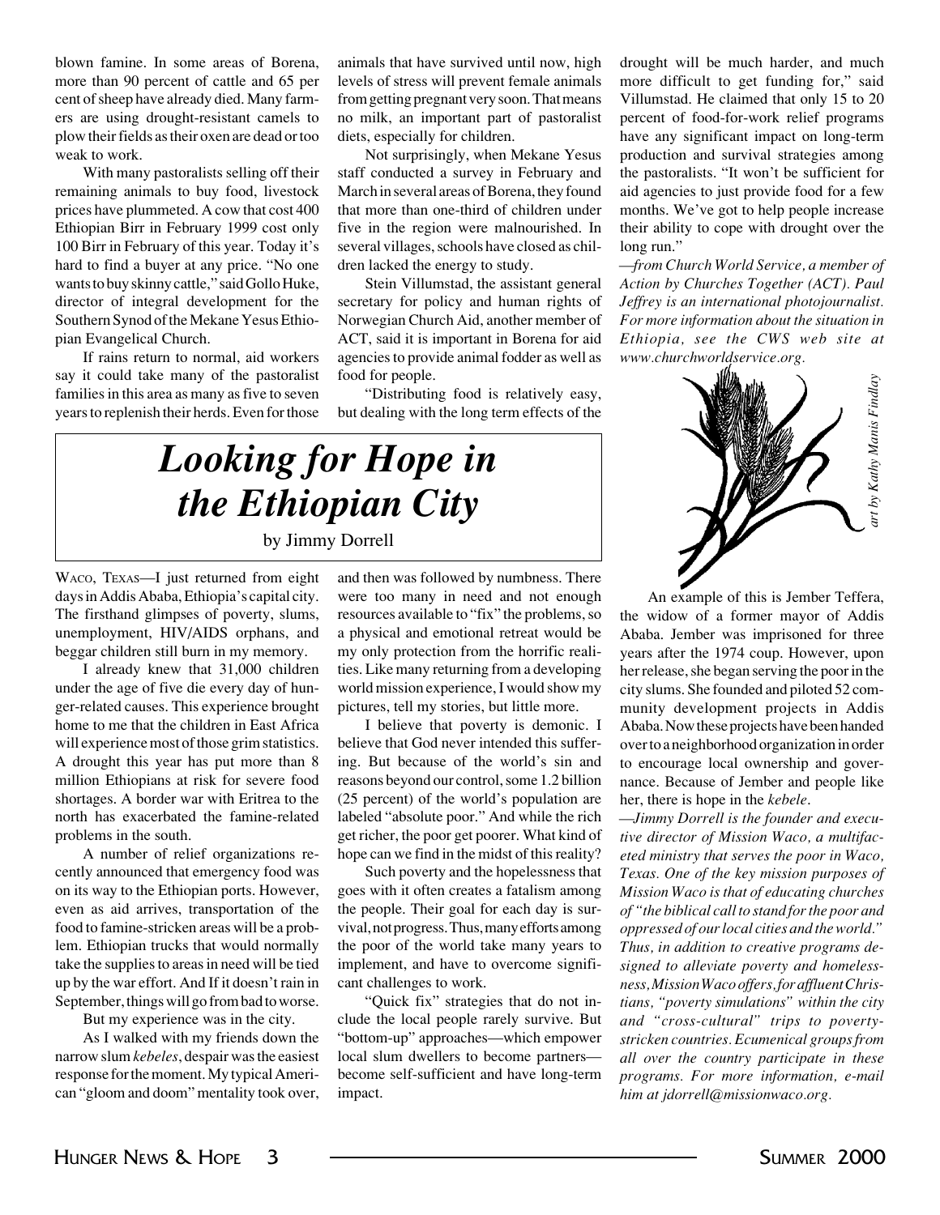blown famine. In some areas of Borena, more than 90 percent of cattle and 65 per cent of sheep have already died. Many farmers are using drought-resistant camels to plow their fields as their oxen are dead or too weak to work.

With many pastoralists selling off their remaining animals to buy food, livestock prices have plummeted. A cow that cost 400 Ethiopian Birr in February 1999 cost only 100 Birr in February of this year. Today it's hard to find a buyer at any price. "No one wants to buy skinny cattle," said Gollo Huke, director of integral development for the Southern Synod of the Mekane Yesus Ethiopian Evangelical Church.

If rains return to normal, aid workers say it could take many of the pastoralist families in this area as many as five to seven years to replenish their herds. Even for those animals that have survived until now, high levels of stress will prevent female animals from getting pregnant very soon. That means no milk, an important part of pastoralist diets, especially for children.

Not surprisingly, when Mekane Yesus staff conducted a survey in February and March in several areas of Borena, they found that more than one-third of children under five in the region were malnourished. In several villages, schools have closed as children lacked the energy to study.

Stein Villumstad, the assistant general secretary for policy and human rights of Norwegian Church Aid, another member of ACT, said it is important in Borena for aid agencies to provide animal fodder as well as food for people.

"Distributing food is relatively easy, but dealing with the long term effects of the drought will be much harder, and much more difficult to get funding for," said Villumstad. He claimed that only 15 to 20 percent of food-for-work relief programs have any significant impact on long-term production and survival strategies among the pastoralists. "It won't be sufficient for aid agencies to just provide food for a few months. We've got to help people increase their ability to cope with drought over the long run."

*—from Church World Service, a member of Action by Churches Together (ACT). Paul Jeffrey is an international photojournalist. For more information about the situation in Ethiopia, see the CWS web site at www.churchworldservice.org.*

# *Looking for Hope in the Ethiopian City*

by Jimmy Dorrell

WACO, TEXAS—I just returned from eight days in Addis Ababa, Ethiopia's capital city. The firsthand glimpses of poverty, slums, unemployment, HIV/AIDS orphans, and beggar children still burn in my memory.

I already knew that 31,000 children under the age of five die every day of hunger-related causes. This experience brought home to me that the children in East Africa will experience most of those grim statistics. A drought this year has put more than 8 million Ethiopians at risk for severe food shortages. A border war with Eritrea to the north has exacerbated the famine-related problems in the south.

A number of relief organizations recently announced that emergency food was on its way to the Ethiopian ports. However, even as aid arrives, transportation of the food to famine-stricken areas will be a problem. Ethiopian trucks that would normally take the supplies to areas in need will be tied up by the war effort. And If it doesn't rain in September, things will go from bad to worse.

But my experience was in the city.

As I walked with my friends down the narrow slum *kebeles*, despair was the easiest response for the moment. My typical American "gloom and doom" mentality took over, and then was followed by numbness. There were too many in need and not enough resources available to "fix" the problems, so a physical and emotional retreat would be my only protection from the horrific realities. Like many returning from a developing world mission experience, I would show my pictures, tell my stories, but little more.

I believe that poverty is demonic. I believe that God never intended this suffering. But because of the world's sin and reasons beyond our control, some 1.2 billion (25 percent) of the world's population are labeled "absolute poor." And while the rich get richer, the poor get poorer. What kind of hope can we find in the midst of this reality?

Such poverty and the hopelessness that goes with it often creates a fatalism among the people. Their goal for each day is survival, not progress. Thus, many efforts among the poor of the world take many years to implement, and have to overcome significant challenges to work.

"Quick fix" strategies that do not include the local people rarely survive. But "bottom-up" approaches—which empower local slum dwellers to become partners—become self-sufficient and have long-term impact.

*art by Kathy Manis Findlay*

An example of this is Jember Teffera, the widow of a former mayor of Addis Ababa. Jember was imprisoned for three years after the 1974 coup. However, upon her release, she began serving the poor in the city slums. She founded and piloted 52 community development projects in Addis Ababa. Now these projects have been handed over to a neighborhood organization in order to encourage local ownership and governance. Because of Jember and people like her, there is hope in the *kebele*.

*—Jimmy Dorrell is the founder and executive director of Mission Waco, a multifaceted ministry that serves the poor in Waco, Texas. One of the key mission purposes of Mission Waco is that of educating churches of "the biblical call to stand for the poor and oppressed of our local cities and the world." Thus, in addition to creative programs designed to alleviate poverty and homelessness, Mission Waco offers, for affluent Christians, "poverty simulations" within the city and "cross-cultural" trips to poverty-stricken countries. Ecumenical groups from all over the country participate in these programs. For more information, e-mail him at jdorrell@missionwaco.org.*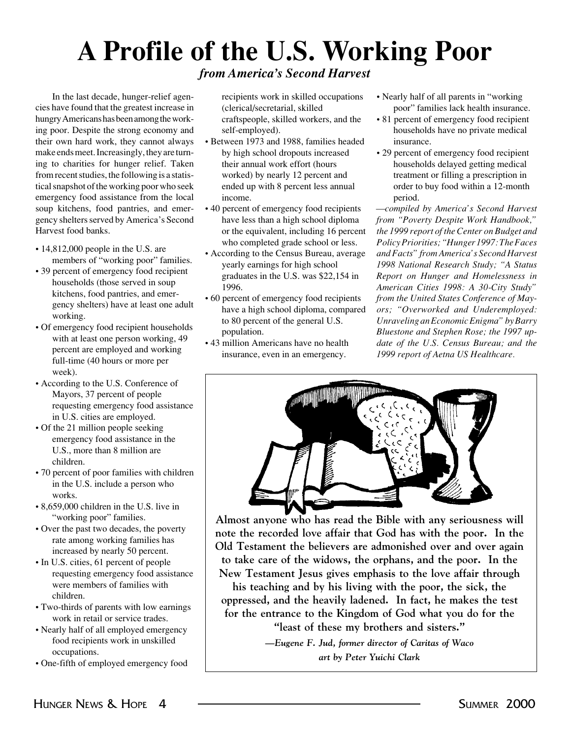# A Profile of the U.S. Working Poor

*from America's Second Harvest*

In the last decade, hunger-relief agencies have found that the greatest increase in hungry Americans has been among the working poor. Despite the strong economy and their own hard work, they cannot always make ends meet. Increasingly, they are turning to charities for hunger relief. Taken from recent studies, the following is a statistical snapshot of the working poor who seek emergency food assistance from the local soup kitchens, food pantries, and emergency shelters served by America's Second Harvest food banks.

- 14,812,000 people in the U.S. are members of "working poor" families.
- 39 percent of emergency food recipient households (those served in soup kitchens, food pantries, and emergency shelters) have at least one adult working.
- Of emergency food recipient households with at least one person working, 49 percent are employed and working full-time (40 hours or more per week).
- According to the U.S. Conference of Mayors, 37 percent of people requesting emergency food assistance in U.S. cities are employed.
- Of the 21 million people seeking emergency food assistance in the U.S., more than 8 million are children.
- 70 percent of poor families with children in the U.S. include a person who works.
- 8,659,000 children in the U.S. live in "working poor" families.
- Over the past two decades, the poverty rate among working families has increased by nearly 50 percent.
- In U.S. cities, 61 percent of people requesting emergency food assistance were members of families with children.
- Two-thirds of parents with low earnings work in retail or service trades.
- Nearly half of all employed emergency food recipients work in unskilled occupations.
- One-fifth of employed emergency food recipients work in skilled occupations (clerical/secretarial, skilled craftspeople, skilled workers, and the self-employed).
- Between 1973 and 1988, families headed by high school dropouts increased their annual work effort (hours worked) by nearly 12 percent and ended up with 8 percent less annual income.
- 40 percent of emergency food recipients have less than a high school diploma or the equivalent, including 16 percent who completed grade school or less.
- According to the Census Bureau, average yearly earnings for high school graduates in the U.S. was $22,154 in 1996.
- 60 percent of emergency food recipients have a high school diploma, compared to 80 percent of the general U.S. population.
- 43 million Americans have no health insurance, even in an emergency.
- Nearly half of all parents in "working poor" families lack health insurance.
- 81 percent of emergency food recipient households have no private medical insurance.
- 29 percent of emergency food recipient households delayed getting medical treatment or filling a prescription in order to buy food within a 12-month period.

*—compiled by America's Second Harvest from "Poverty Despite Work Handbook," the 1999 report of the Center on Budget and Policy Priorities; "Hunger 1997: The Faces and Facts" from America's Second Harvest 1998 National Research Study; "A Status Report on Hunger and Homelessness in American Cities 1998: A 30-City Study" from the United States Conference of Mayors; "Overworked and Underemployed: Unraveling an Economic Enigma" by Barry Bluestone and Stephen Rose; the 1997 update of the U.S. Census Bureau; and the 1999 report of Aetna US Healthcare.*

**Almost anyone who has read the Bible with any seriousness will note the recorded love affair that God has with the poor. In the Old Testament the believers are admonished over and over again to take care of the widows, the orphans, and the poor. In the New Testament Jesus gives emphasis to the love affair through his teaching and by his living with the poor, the sick, the oppressed, and the heavily ladened. In fact, he makes the test for the entrance to the Kingdom of God what you do for the "least of these my brothers and sisters."**

*—Eugene F. Jud, former director of Caritas of Waco*

*art by Peter Yuichi Clark*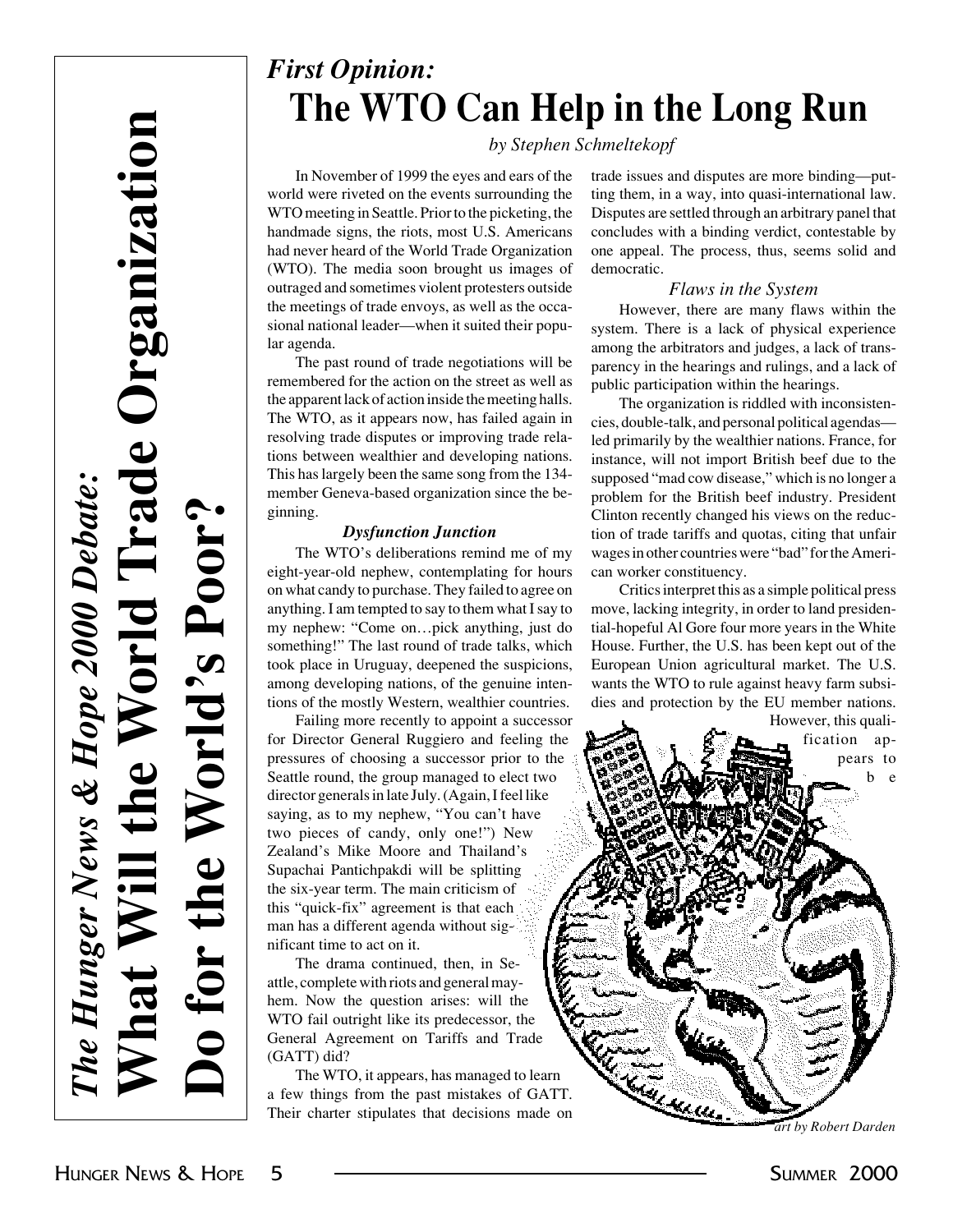*The Hunger News & Hope 2000 Debate:*
**What Will the World Trade Organization Do for the World's Poor?**

# *First Opinion:* The WTO Can Help in the Long Run

*by Stephen Schmeltekopf*

In November of 1999 the eyes and ears of the world were riveted on the events surrounding the WTO meeting in Seattle. Prior to the picketing, the handmade signs, the riots, most U.S. Americans had never heard of the World Trade Organization (WTO). The media soon brought us images of outraged and sometimes violent protesters outside the meetings of trade envoys, as well as the occasional national leader—when it suited their popular agenda.

The past round of trade negotiations will be remembered for the action on the street as well as the apparent lack of action inside the meeting halls. The WTO, as it appears now, has failed again in resolving trade disputes or improving trade relations between wealthier and developing nations. This has largely been the same song from the 134-member Geneva-based organization since the beginning.

### *Dysfunction Junction*

The WTO's deliberations remind me of my eight-year-old nephew, contemplating for hours on what candy to purchase. They failed to agree on anything. I am tempted to say to them what I say to my nephew: "Come on…pick anything, just do something!" The last round of trade talks, which took place in Uruguay, deepened the suspicions, among developing nations, of the genuine intentions of the mostly Western, wealthier countries.

Failing more recently to appoint a successor for Director General Ruggiero and feeling the pressures of choosing a successor prior to the Seattle round, the group managed to elect two director generals in late July. (Again, I feel like saying, as to my nephew, "You can't have two pieces of candy, only one!") New Zealand's Mike Moore and Thailand's Supachai Pantichpakdi will be splitting the six-year term. The main criticism of this "quick-fix" agreement is that each man has a different agenda without significant time to act on it.

The drama continued, then, in Seattle, complete with riots and general mayhem. Now the question arises: will the WTO fail outright like its predecessor, the General Agreement on Tariffs and Trade (GATT) did?

The WTO, it appears, has managed to learn a few things from the past mistakes of GATT. Their charter stipulates that decisions made on trade issues and disputes are more binding—putting them, in a way, into quasi-international law. Disputes are settled through an arbitrary panel that concludes with a binding verdict, contestable by one appeal. The process, thus, seems solid and democratic.

### *Flaws in the System*

However, there are many flaws within the system. There is a lack of physical experience among the arbitrators and judges, a lack of transparency in the hearings and rulings, and a lack of public participation within the hearings.

The organization is riddled with inconsistencies, double-talk, and personal political agendas—led primarily by the wealthier nations. France, for instance, will not import British beef due to the supposed "mad cow disease," which is no longer a problem for the British beef industry. President Clinton recently changed his views on the reduction of trade tariffs and quotas, citing that unfair wages in other countries were "bad" for the American worker constituency.

Critics interpret this as a simple political press move, lacking integrity, in order to land presidential-hopeful Al Gore four more years in the White House. Further, the U.S. has been kept out of the European Union agricultural market. The U.S. wants the WTO to rule against heavy farm subsidies and protection by the EU member nations. However, this qualification appears to be

*art by Robert Darden*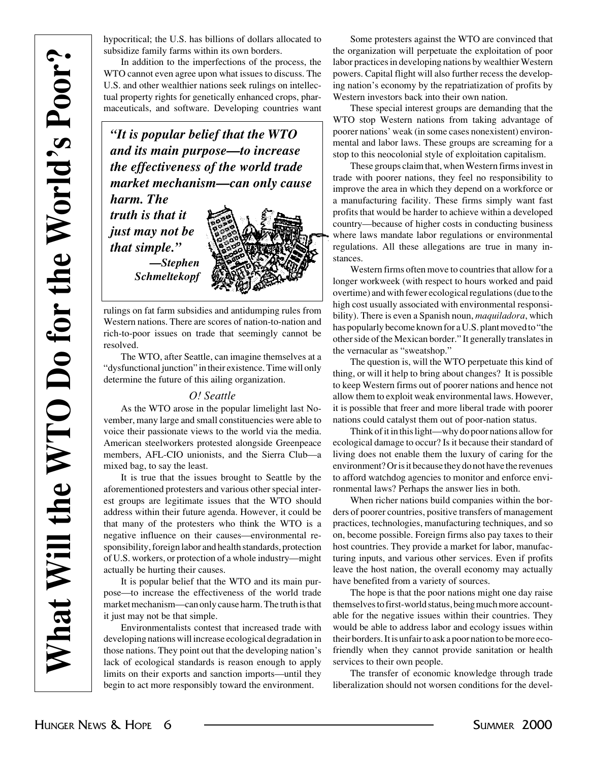# What Will the WTO Do for the World's Poor?

hypocritical; the U.S. has billions of dollars allocated to subsidize family farms within its own borders.

In addition to the imperfections of the process, the WTO cannot even agree upon what issues to discuss. The U.S. and other wealthier nations seek rulings on intellectual property rights for genetically enhanced crops, pharmaceuticals, and software. Developing countries want rulings on fat farm subsidies and antidumping rules from Western nations. There are scores of nation-to-nation and rich-to-poor issues on trade that seemingly cannot be resolved.

> ***"It is popular belief that the WTO and its main purpose—to increase the effectiveness of the world trade market mechanism—can only cause harm. The truth is that it just may not be that simple."***
>
> ***—Stephen Schmeltekopf***

The WTO, after Seattle, can imagine themselves at a "dysfunctional junction" in their existence. Time will only determine the future of this ailing organization.

### *O! Seattle*

As the WTO arose in the popular limelight last November, many large and small constituencies were able to voice their passionate views to the world via the media. American steelworkers protested alongside Greenpeace members, AFL-CIO unionists, and the Sierra Club—a mixed bag, to say the least.

It is true that the issues brought to Seattle by the aforementioned protesters and various other special interest groups are legitimate issues that the WTO should address within their future agenda. However, it could be that many of the protesters who think the WTO is a negative influence on their causes—environmental responsibility, foreign labor and health standards, protection of U.S. workers, or protection of a whole industry—might actually be hurting their causes.

It is popular belief that the WTO and its main purpose—to increase the effectiveness of the world trade market mechanism—can only cause harm. The truth is that it just may not be that simple.

Environmentalists contest that increased trade with developing nations will increase ecological degradation in those nations. They point out that the developing nation's lack of ecological standards is reason enough to apply limits on their exports and sanction imports—until they begin to act more responsibly toward the environment.

Some protesters against the WTO are convinced that the organization will perpetuate the exploitation of poor labor practices in developing nations by wealthier Western powers. Capital flight will also further recess the developing nation's economy by the repatriatization of profits by Western investors back into their own nation.

These special interest groups are demanding that the WTO stop Western nations from taking advantage of poorer nations' weak (in some cases nonexistent) environmental and labor laws. These groups are screaming for a stop to this neocolonial style of exploitation capitalism.

These groups claim that, when Western firms invest in trade with poorer nations, they feel no responsibility to improve the area in which they depend on a workforce or a manufacturing facility. These firms simply want fast profits that would be harder to achieve within a developed country—because of higher costs in conducting business where laws mandate labor regulations or environmental regulations. All these allegations are true in many instances.

Western firms often move to countries that allow for a longer workweek (with respect to hours worked and paid overtime) and with fewer ecological regulations (due to the high cost usually associated with environmental responsibility). There is even a Spanish noun, *maquiladora*, which has popularly become known for a U.S. plant moved to "the other side of the Mexican border." It generally translates in the vernacular as "sweatshop."

The question is, will the WTO perpetuate this kind of thing, or will it help to bring about changes? It is possible to keep Western firms out of poorer nations and hence not allow them to exploit weak environmental laws. However, it is possible that freer and more liberal trade with poorer nations could catalyst them out of poor-nation status.

Think of it in this light—why do poor nations allow for ecological damage to occur? Is it because their standard of living does not enable them the luxury of caring for the environment? Or is it because they do not have the revenues to afford watchdog agencies to monitor and enforce environmental laws? Perhaps the answer lies in both.

When richer nations build companies within the borders of poorer countries, positive transfers of management practices, technologies, manufacturing techniques, and so on, become possible. Foreign firms also pay taxes to their host countries. They provide a market for labor, manufacturing inputs, and various other services. Even if profits leave the host nation, the overall economy may actually have benefited from a variety of sources.

The hope is that the poor nations might one day raise themselves to first-world status, being much more accountable for the negative issues within their countries. They would be able to address labor and ecology issues within their borders. It is unfair to ask a poor nation to be more eco-friendly when they cannot provide sanitation or health services to their own people.

The transfer of economic knowledge through trade liberalization should not worsen conditions for the devel-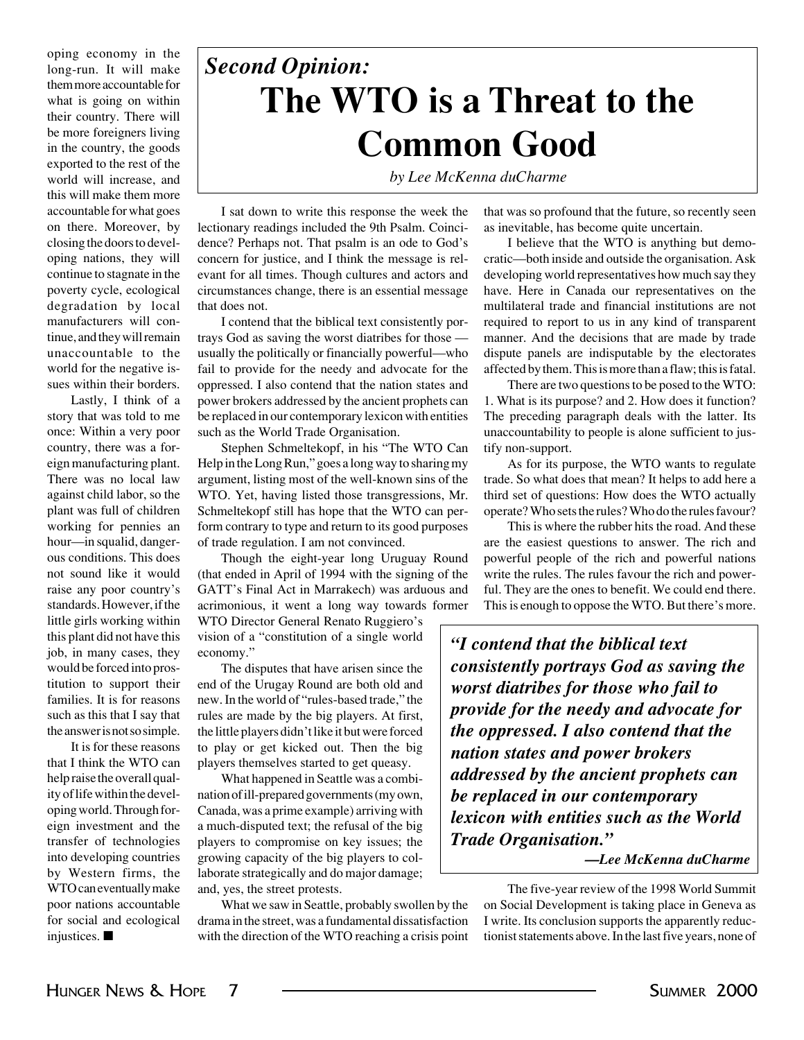oping economy in the long-run. It will make them more accountable for what is going on within their country. There will be more foreigners living in the country, the goods exported to the rest of the world will increase, and this will make them more accountable for what goes on there. Moreover, by closing the doors to developing nations, they will continue to stagnate in the poverty cycle, ecological degradation by local manufacturers will continue, and they will remain unaccountable to the world for the negative issues within their borders.

Lastly, I think of a story that was told to me once: Within a very poor country, there was a foreign manufacturing plant. There was no local law against child labor, so the plant was full of children working for pennies an hour—in squalid, dangerous conditions. This does not sound like it would raise any poor country's standards. However, if the little girls working within this plant did not have this job, in many cases, they would be forced into prostitution to support their families. It is for reasons such as this that I say that the answer is not so simple.

It is for these reasons that I think the WTO can help raise the overall quality of life within the developing world. Through foreign investment and the transfer of technologies into developing countries by Western firms, the WTO can eventually make poor nations accountable for social and ecological injustices. ■

## *Second Opinion:*

# The WTO is a Threat to the Common Good

*by Lee McKenna duCharme*

I sat down to write this response the week the lectionary readings included the 9th Psalm. Coincidence? Perhaps not. That psalm is an ode to God's concern for justice, and I think the message is relevant for all times. Though cultures and actors and circumstances change, there is an essential message that does not.

I contend that the biblical text consistently portrays God as saving the worst diatribes for those — usually the politically or financially powerful—who fail to provide for the needy and advocate for the oppressed. I also contend that the nation states and power brokers addressed by the ancient prophets can be replaced in our contemporary lexicon with entities such as the World Trade Organisation.

Stephen Schmeltekopf, in his "The WTO Can Help in the Long Run," goes a long way to sharing my argument, listing most of the well-known sins of the WTO. Yet, having listed those transgressions, Mr. Schmeltekopf still has hope that the WTO can perform contrary to type and return to its good purposes of trade regulation. I am not convinced.

Though the eight-year long Uruguay Round (that ended in April of 1994 with the signing of the GATT's Final Act in Marrakech) was arduous and acrimonious, it went a long way towards former WTO Director General Renato Ruggiero's vision of a "constitution of a single world economy."

The disputes that have arisen since the end of the Urugay Round are both old and new. In the world of "rules-based trade," the rules are made by the big players. At first, the little players didn't like it but were forced to play or get kicked out. Then the big players themselves started to get queasy.

What happened in Seattle was a combination of ill-prepared governments (my own, Canada, was a prime example) arriving with a much-disputed text; the refusal of the big players to compromise on key issues; the growing capacity of the big players to collaborate strategically and do major damage; and, yes, the street protests.

What we saw in Seattle, probably swollen by the drama in the street, was a fundamental dissatisfaction with the direction of the WTO reaching a crisis point that was so profound that the future, so recently seen as inevitable, has become quite uncertain.

I believe that the WTO is anything but democratic—both inside and outside the organisation. Ask developing world representatives how much say they have. Here in Canada our representatives on the multilateral trade and financial institutions are not required to report to us in any kind of transparent manner. And the decisions that are made by trade dispute panels are indisputable by the electorates affected by them. This is more than a flaw; this is fatal.

There are two questions to be posed to the WTO: 1. What is its purpose? and 2. How does it function? The preceding paragraph deals with the latter. Its unaccountability to people is alone sufficient to justify non-support.

As for its purpose, the WTO wants to regulate trade. So what does that mean? It helps to add here a third set of questions: How does the WTO actually operate? Who sets the rules? Who do the rules favour?

This is where the rubber hits the road. And these are the easiest questions to answer. The rich and powerful people of the rich and powerful nations write the rules. The rules favour the rich and powerful. They are the ones to benefit. We could end there. This is enough to oppose the WTO. But there's more.

> ***"I contend that the biblical text consistently portrays God as saving the worst diatribes for those who fail to provide for the needy and advocate for the oppressed. I also contend that the nation states and power brokers addressed by the ancient prophets can be replaced in our contemporary lexicon with entities such as the World Trade Organisation."***
>
> ***—Lee McKenna duCharme***

The five-year review of the 1998 World Summit on Social Development is taking place in Geneva as I write. Its conclusion supports the apparently reductionist statements above. In the last five years, none of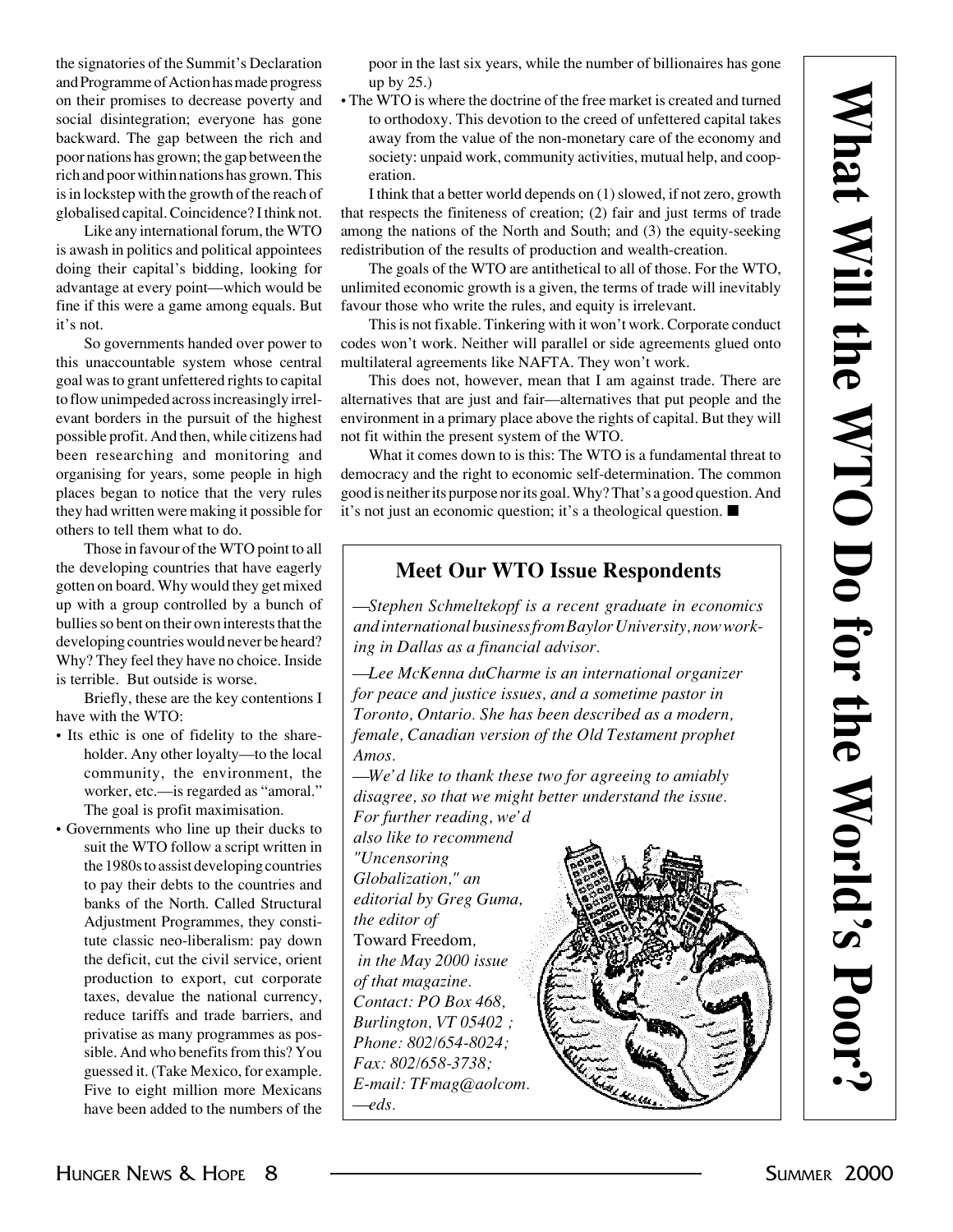# What Will the WTO Do for the World's Poor?

the signatories of the Summit's Declaration and Programme of Action has made progress on their promises to decrease poverty and social disintegration; everyone has gone backward. The gap between the rich and poor nations has grown; the gap between the rich and poor within nations has grown. This is in lockstep with the growth of the reach of globalised capital. Coincidence? I think not.

Like any international forum, the WTO is awash in politics and political appointees doing their capital's bidding, looking for advantage at every point—which would be fine if this were a game among equals. But it's not.

So governments handed over power to this unaccountable system whose central goal was to grant unfettered rights to capital to flow unimpeded across increasingly irrelevant borders in the pursuit of the highest possible profit. And then, while citizens had been researching and monitoring and organising for years, some people in high places began to notice that the very rules they had written were making it possible for others to tell them what to do.

Those in favour of the WTO point to all the developing countries that have eagerly gotten on board. Why would they get mixed up with a group controlled by a bunch of bullies so bent on their own interests that the developing countries would never be heard? Why? They feel they have no choice. Inside is terrible. But outside is worse.

Briefly, these are the key contentions I have with the WTO:

- Its ethic is one of fidelity to the shareholder. Any other loyalty—to the local community, the environment, the worker, etc.—is regarded as "amoral." The goal is profit maximisation.
- Governments who line up their ducks to suit the WTO follow a script written in the 1980s to assist developing countries to pay their debts to the countries and banks of the North. Called Structural Adjustment Programmes, they constitute classic neo-liberalism: pay down the deficit, cut the civil service, orient production to export, cut corporate taxes, devalue the national currency, reduce tariffs and trade barriers, and privatise as many programmes as possible. And who benefits from this? You guessed it. (Take Mexico, for example. Five to eight million more Mexicans have been added to the numbers of the poor in the last six years, while the number of billionaires has gone up by 25.)
- The WTO is where the doctrine of the free market is created and turned to orthodoxy. This devotion to the creed of unfettered capital takes away from the value of the non-monetary care of the economy and society: unpaid work, community activities, mutual help, and cooperation.

I think that a better world depends on (1) slowed, if not zero, growth that respects the finiteness of creation; (2) fair and just terms of trade among the nations of the North and South; and (3) the equity-seeking redistribution of the results of production and wealth-creation.

The goals of the WTO are antithetical to all of those. For the WTO, unlimited economic growth is a given, the terms of trade will inevitably favour those who write the rules, and equity is irrelevant.

This is not fixable. Tinkering with it won't work. Corporate conduct codes won't work. Neither will parallel or side agreements glued onto multilateral agreements like NAFTA. They won't work.

This does not, however, mean that I am against trade. There are alternatives that are just and fair—alternatives that put people and the environment in a primary place above the rights of capital. But they will not fit within the present system of the WTO.

What it comes down to is this: The WTO is a fundamental threat to democracy and the right to economic self-determination. The common good is neither its purpose nor its goal. Why? That's a good question. And it's not just an economic question; it's a theological question. ■

## Meet Our WTO Issue Respondents

*—Stephen Schmeltekopf is a recent graduate in economics and international business from Baylor University, now working in Dallas as a financial advisor.*

*—Lee McKenna duCharme is an international organizer for peace and justice issues, and a sometime pastor in Toronto, Ontario. She has been described as a modern, female, Canadian version of the Old Testament prophet Amos.*

*—We'd like to thank these two for agreeing to amiably disagree, so that we might better understand the issue. For further reading, we'd also like to recommend "Uncensoring Globalization," an editorial by Greg Guma, the editor of* Toward Freedom*, in the May 2000 issue of that magazine. Contact: PO Box 468, Burlington, VT 05402 ; Phone: 802/654-8024; Fax: 802/658-3738; E-mail: TFmag@aolcom. —eds.*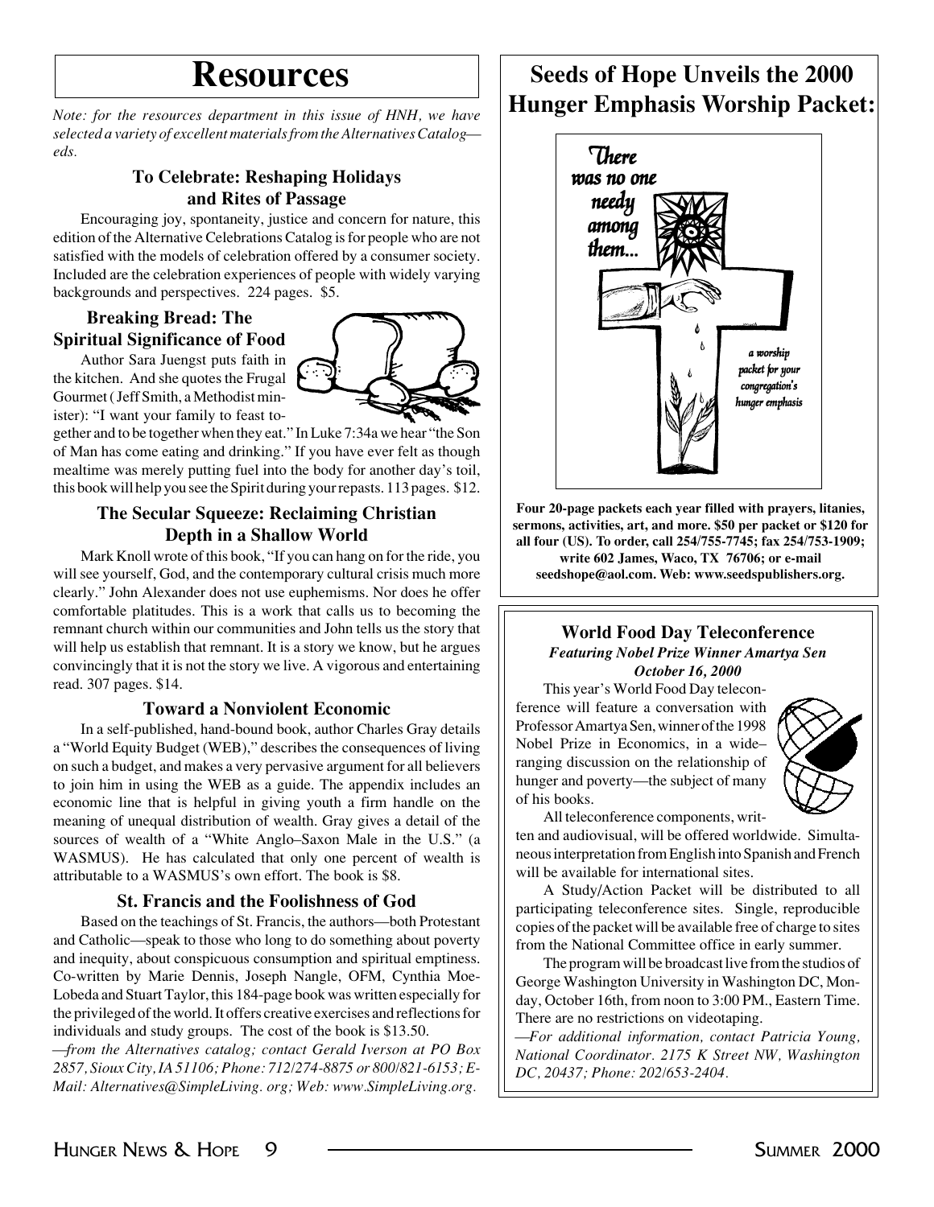# Resources

*Note: for the resources department in this issue of HNH, we have selected a variety of excellent materials from the Alternatives Catalog—eds.*

### To Celebrate: Reshaping Holidays and Rites of Passage

Encouraging joy, spontaneity, justice and concern for nature, this edition of the Alternative Celebrations Catalog is for people who are not satisfied with the models of celebration offered by a consumer society. Included are the celebration experiences of people with widely varying backgrounds and perspectives. 224 pages. $5.

### Breaking Bread: The Spiritual Significance of Food

Author Sara Juengst puts faith in the kitchen. And she quotes the Frugal Gourmet (Jeff Smith, a Methodist minister): "I want your family to feast together and to be together when they eat." In Luke 7:34a we hear "the Son of Man has come eating and drinking." If you have ever felt as though mealtime was merely putting fuel into the body for another day's toil, this book will help you see the Spirit during your repasts. 113 pages. $12.

### The Secular Squeeze: Reclaiming Christian Depth in a Shallow World

Mark Knoll wrote of this book, "If you can hang on for the ride, you will see yourself, God, and the contemporary cultural crisis much more clearly." John Alexander does not use euphemisms. Nor does he offer comfortable platitudes. This is a work that calls us to becoming the remnant church within our communities and John tells us the story that will help us establish that remnant. It is a story we know, but he argues convincingly that it is not the story we live. A vigorous and entertaining read. 307 pages. $14.

### Toward a Nonviolent Economic

In a self-published, hand-bound book, author Charles Gray details a "World Equity Budget (WEB)," describes the consequences of living on such a budget, and makes a very pervasive argument for all believers to join him in using the WEB as a guide. The appendix includes an economic line that is helpful in giving youth a firm handle on the meaning of unequal distribution of wealth. Gray gives a detail of the sources of wealth of a "White Anglo–Saxon Male in the U.S." (a WASMUS). He has calculated that only one percent of wealth is attributable to a WASMUS's own effort. The book is $8.

### St. Francis and the Foolishness of God

Based on the teachings of St. Francis, the authors—both Protestant and Catholic—speak to those who long to do something about poverty and inequity, about conspicuous consumption and spiritual emptiness. Co-written by Marie Dennis, Joseph Nangle, OFM, Cynthia Moe-Lobeda and Stuart Taylor, this 184-page book was written especially for the privileged of the world. It offers creative exercises and reflections for individuals and study groups. The cost of the book is $13.50.

*—from the Alternatives catalog; contact Gerald Iverson at PO Box 2857, Sioux City, IA 51106; Phone: 712/274-8875 or 800/821-6153; E-Mail: Alternatives@SimpleLiving. org; Web: www.SimpleLiving.org.*

## Seeds of Hope Unveils the 2000 Hunger Emphasis Worship Packet:

*There was no one needy among them...*

*a worship packet for your congregation's hunger emphasis*

**Four 20-page packets each year filled with prayers, litanies, sermons, activities, art, and more. $50 per packet or $120 for all four (US). To order, call 254/755-7745; fax 254/753-1909; write 602 James, Waco, TX 76706; or e-mail seedshope@aol.com. Web: www.seedspublishers.org.**

### World Food Day Teleconference

***Featuring Nobel Prize Winner Amartya Sen***
***October 16, 2000***

This year's World Food Day teleconference will feature a conversation with Professor Amartya Sen, winner of the 1998 Nobel Prize in Economics, in a wide–ranging discussion on the relationship of hunger and poverty—the subject of many of his books.

All teleconference components, written and audiovisual, will be offered worldwide. Simultaneous interpretation from English into Spanish and French will be available for international sites.

A Study/Action Packet will be distributed to all participating teleconference sites. Single, reproducible copies of the packet will be available free of charge to sites from the National Committee office in early summer.

The program will be broadcast live from the studios of George Washington University in Washington DC, Monday, October 16th, from noon to 3:00 PM., Eastern Time. There are no restrictions on videotaping.

*—For additional information, contact Patricia Young, National Coordinator. 2175 K Street NW, Washington DC, 20437; Phone: 202/653-2404.*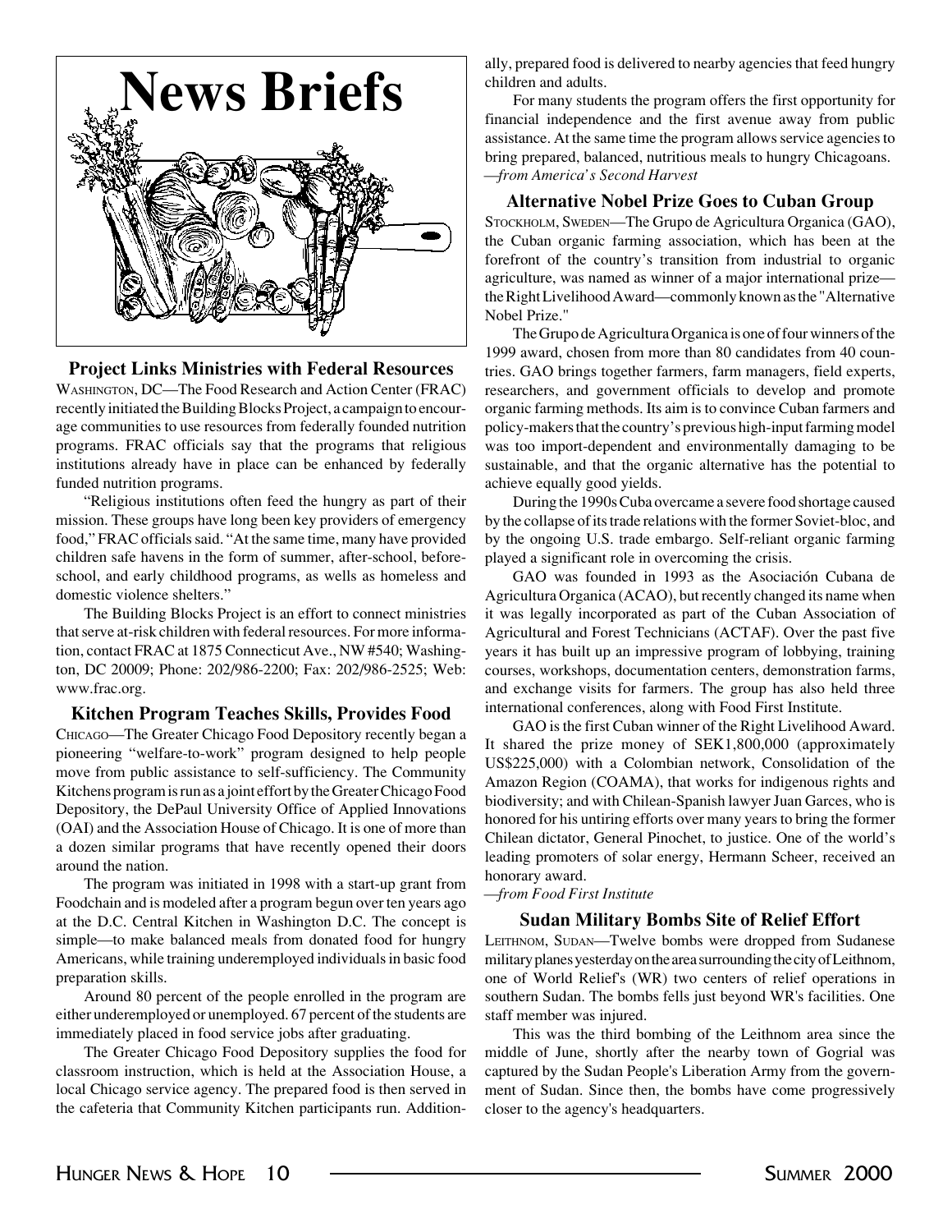# News Briefs

## Project Links Ministries with Federal Resources

WASHINGTON, DC—The Food Research and Action Center (FRAC) recently initiated the Building Blocks Project, a campaign to encourage communities to use resources from federally founded nutrition programs. FRAC officials say that the programs that religious institutions already have in place can be enhanced by federally funded nutrition programs.

"Religious institutions often feed the hungry as part of their mission. These groups have long been key providers of emergency food," FRAC officials said. "At the same time, many have provided children safe havens in the form of summer, after-school, before-school, and early childhood programs, as wells as homeless and domestic violence shelters."

The Building Blocks Project is an effort to connect ministries that serve at-risk children with federal resources. For more information, contact FRAC at 1875 Connecticut Ave., NW #540; Washington, DC 20009; Phone: 202/986-2200; Fax: 202/986-2525; Web: www.frac.org.

## Kitchen Program Teaches Skills, Provides Food

CHICAGO—The Greater Chicago Food Depository recently began a pioneering "welfare-to-work" program designed to help people move from public assistance to self-sufficiency. The Community Kitchens program is run as a joint effort by the Greater Chicago Food Depository, the DePaul University Office of Applied Innovations (OAI) and the Association House of Chicago. It is one of more than a dozen similar programs that have recently opened their doors around the nation.

The program was initiated in 1998 with a start-up grant from Foodchain and is modeled after a program begun over ten years ago at the D.C. Central Kitchen in Washington D.C. The concept is simple—to make balanced meals from donated food for hungry Americans, while training underemployed individuals in basic food preparation skills.

Around 80 percent of the people enrolled in the program are either underemployed or unemployed. 67 percent of the students are immediately placed in food service jobs after graduating.

The Greater Chicago Food Depository supplies the food for classroom instruction, which is held at the Association House, a local Chicago service agency. The prepared food is then served in the cafeteria that Community Kitchen participants run. Additionally, prepared food is delivered to nearby agencies that feed hungry children and adults.

For many students the program offers the first opportunity for financial independence and the first avenue away from public assistance. At the same time the program allows service agencies to bring prepared, balanced, nutritious meals to hungry Chicagoans.
*—from America's Second Harvest*

## Alternative Nobel Prize Goes to Cuban Group

STOCKHOLM, SWEDEN—The Grupo de Agricultura Organica (GAO), the Cuban organic farming association, which has been at the forefront of the country's transition from industrial to organic agriculture, was named as winner of a major international prize—the Right Livelihood Award—commonly known as the "Alternative Nobel Prize."

The Grupo de Agricultura Organica is one of four winners of the 1999 award, chosen from more than 80 candidates from 40 countries. GAO brings together farmers, farm managers, field experts, researchers, and government officials to develop and promote organic farming methods. Its aim is to convince Cuban farmers and policy-makers that the country's previous high-input farming model was too import-dependent and environmentally damaging to be sustainable, and that the organic alternative has the potential to achieve equally good yields.

During the 1990s Cuba overcame a severe food shortage caused by the collapse of its trade relations with the former Soviet-bloc, and by the ongoing U.S. trade embargo. Self-reliant organic farming played a significant role in overcoming the crisis.

GAO was founded in 1993 as the Asociación Cubana de Agricultura Organica (ACAO), but recently changed its name when it was legally incorporated as part of the Cuban Association of Agricultural and Forest Technicians (ACTAF). Over the past five years it has built up an impressive program of lobbying, training courses, workshops, documentation centers, demonstration farms, and exchange visits for farmers. The group has also held three international conferences, along with Food First Institute.

GAO is the first Cuban winner of the Right Livelihood Award. It shared the prize money of SEK1,800,000 (approximately US$225,000) with a Colombian network, Consolidation of the Amazon Region (COAMA), that works for indigenous rights and biodiversity; and with Chilean-Spanish lawyer Juan Garces, who is honored for his untiring efforts over many years to bring the former Chilean dictator, General Pinochet, to justice. One of the world's leading promoters of solar energy, Hermann Scheer, received an honorary award.
*—from Food First Institute*

## Sudan Military Bombs Site of Relief Effort

LEITHNOM, SUDAN—Twelve bombs were dropped from Sudanese military planes yesterday on the area surrounding the city of Leithnom, one of World Relief's (WR) two centers of relief operations in southern Sudan. The bombs fells just beyond WR's facilities. One staff member was injured.

This was the third bombing of the Leithnom area since the middle of June, shortly after the nearby town of Gogrial was captured by the Sudan People's Liberation Army from the government of Sudan. Since then, the bombs have come progressively closer to the agency's headquarters.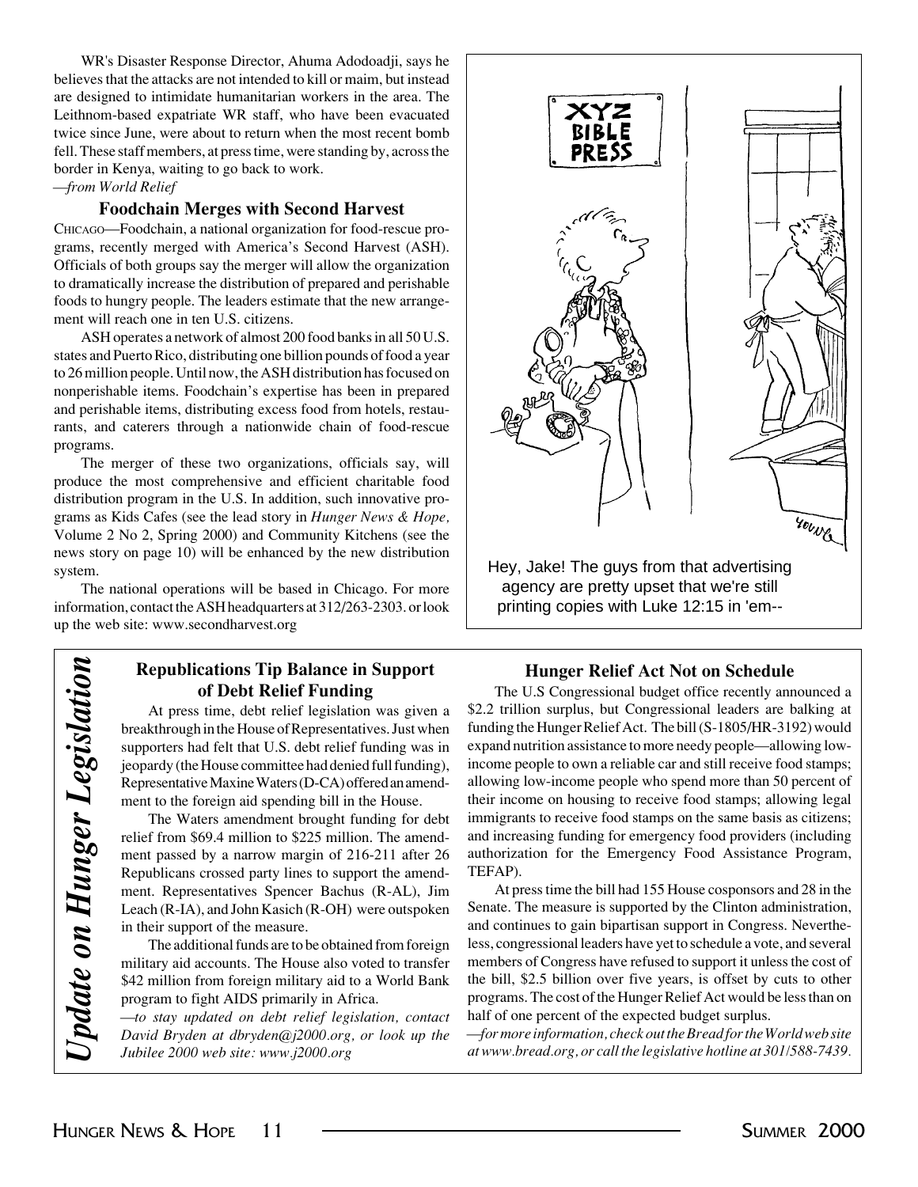WR's Disaster Response Director, Ahuma Adodoadji, says he believes that the attacks are not intended to kill or maim, but instead are designed to intimidate humanitarian workers in the area. The Leithnom-based expatriate WR staff, who have been evacuated twice since June, were about to return when the most recent bomb fell. These staff members, at press time, were standing by, across the border in Kenya, waiting to go back to work.

*—from World Relief*

### Foodchain Merges with Second Harvest

CHICAGO—Foodchain, a national organization for food-rescue programs, recently merged with America's Second Harvest (ASH). Officials of both groups say the merger will allow the organization to dramatically increase the distribution of prepared and perishable foods to hungry people. The leaders estimate that the new arrangement will reach one in ten U.S. citizens.

ASH operates a network of almost 200 food banks in all 50 U.S. states and Puerto Rico, distributing one billion pounds of food a year to 26 million people. Until now, the ASH distribution has focused on nonperishable items. Foodchain's expertise has been in prepared and perishable items, distributing excess food from hotels, restaurants, and caterers through a nationwide chain of food-rescue programs.

The merger of these two organizations, officials say, will produce the most comprehensive and efficient charitable food distribution program in the U.S. In addition, such innovative programs as Kids Cafes (see the lead story in *Hunger News & Hope,* Volume 2 No 2, Spring 2000) and Community Kitchens (see the news story on page 10) will be enhanced by the new distribution system.

The national operations will be based in Chicago. For more information, contact the ASH headquarters at 312/263-2303. or look up the web site: www.secondharvest.org

Hey, Jake! The guys from that advertising agency are pretty upset that we're still printing copies with Luke 12:15 in 'em--

## *Update on Hunger Legislation*

### Republications Tip Balance in Support of Debt Relief Funding

At press time, debt relief legislation was given a breakthrough in the House of Representatives. Just when supporters had felt that U.S. debt relief funding was in jeopardy (the House committee had denied full funding), Representative Maxine Waters (D-CA) offered an amendment to the foreign aid spending bill in the House.

The Waters amendment brought funding for debt relief from \$69.4 million to \$225 million. The amendment passed by a narrow margin of 216-211 after 26 Republicans crossed party lines to support the amendment. Representatives Spencer Bachus (R-AL), Jim Leach (R-IA), and John Kasich (R-OH) were outspoken in their support of the measure.

The additional funds are to be obtained from foreign military aid accounts. The House also voted to transfer \$42 million from foreign military aid to a World Bank program to fight AIDS primarily in Africa.

*—to stay updated on debt relief legislation, contact David Bryden at dbryden@j2000.org, or look up the Jubilee 2000 web site: www.j2000.org*

### Hunger Relief Act Not on Schedule

The U.S Congressional budget office recently announced a \$2.2 trillion surplus, but Congressional leaders are balking at funding the Hunger Relief Act. The bill (S-1805/HR-3192) would expand nutrition assistance to more needy people—allowing low-income people to own a reliable car and still receive food stamps; allowing low-income people who spend more than 50 percent of their income on housing to receive food stamps; allowing legal immigrants to receive food stamps on the same basis as citizens; and increasing funding for emergency food providers (including authorization for the Emergency Food Assistance Program, TEFAP).

At press time the bill had 155 House cosponsors and 28 in the Senate. The measure is supported by the Clinton administration, and continues to gain bipartisan support in Congress. Nevertheless, congressional leaders have yet to schedule a vote, and several members of Congress have refused to support it unless the cost of the bill, \$2.5 billion over five years, is offset by cuts to other programs. The cost of the Hunger Relief Act would be less than on half of one percent of the expected budget surplus.

*—for more information, check out the Bread for the World web site at www.bread.org, or call the legislative hotline at 301/588-7439.*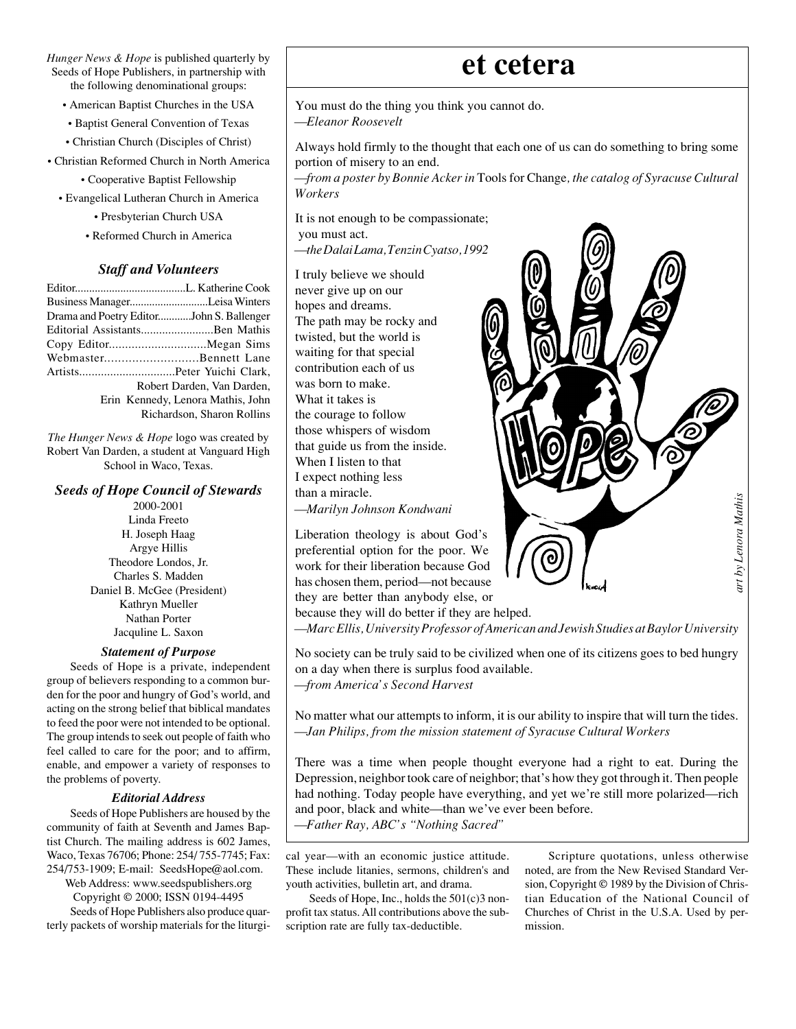*Hunger News & Hope* is published quarterly by Seeds of Hope Publishers, in partnership with the following denominational groups:

- American Baptist Churches in the USA
- Baptist General Convention of Texas
- Christian Church (Disciples of Christ)
- Christian Reformed Church in North America
- Cooperative Baptist Fellowship
- Evangelical Lutheran Church in America
- Presbyterian Church USA
- Reformed Church in America

### Staff and Volunteers

Editor....................................L. Katherine Cook
Business Manager...........................Leisa Winters
Drama and Poetry Editor............John S. Ballenger
Editorial Assistants.........................Ben Mathis
Copy Editor..............................Megan Sims
Webmaster...........................Bennett Lane
Artists...............................Peter Yuichi Clark, Robert Darden, Van Darden, Erin Kennedy, Lenora Mathis, John Richardson, Sharon Rollins

*The Hunger News & Hope* logo was created by Robert Van Darden, a student at Vanguard High School in Waco, Texas.

### Seeds of Hope Council of Stewards

2000-2001
Linda Freeto
H. Joseph Haag
Argye Hillis
Theodore Londos, Jr.
Charles S. Madden
Daniel B. McGee (President)
Kathryn Mueller
Nathan Porter
Jacquline L. Saxon

#### Statement of Purpose

Seeds of Hope is a private, independent group of believers responding to a common burden for the poor and hungry of God's world, and acting on the strong belief that biblical mandates to feed the poor were not intended to be optional. The group intends to seek out people of faith who feel called to care for the poor; and to affirm, enable, and empower a variety of responses to the problems of poverty.

#### Editorial Address

Seeds of Hope Publishers are housed by the community of faith at Seventh and James Baptist Church. The mailing address is 602 James, Waco, Texas 76706; Phone: 254/ 755-7745; Fax: 254/753-1909; E-mail: SeedsHope@aol.com.
Web Address: www.seedspublishers.org
Copyright © 2000; ISSN 0194-4495

Seeds of Hope Publishers also produce quarterly packets of worship materials for the liturgical year—with an economic justice attitude. These include litanies, sermons, children's and youth activities, bulletin art, and drama.

Seeds of Hope, Inc., holds the 501(c)3 nonprofit tax status. All contributions above the subscription rate are fully tax-deductible.

Scripture quotations, unless otherwise noted, are from the New Revised Standard Version, Copyright © 1989 by the Division of Christian Education of the National Council of Churches of Christ in the U.S.A. Used by permission.

# et cetera

You must do the thing you think you cannot do.
—*Eleanor Roosevelt*

Always hold firmly to the thought that each one of us can do something to bring some portion of misery to an end.
—*from a poster by Bonnie Acker in* Tools for Change*, the catalog of Syracuse Cultural Workers*

It is not enough to be compassionate;
you must act.
—*the Dalai Lama, Tenzin Gyatso, 1992*

I truly believe we should
never give up on our
hopes and dreams.
The path may be rocky and
twisted, but the world is
waiting for that special
contribution each of us
was born to make.
What it takes is
the courage to follow
those whispers of wisdom
that guide us from the inside.
When I listen to that
I expect nothing less
than a miracle.
—*Marilyn Johnson Kondwani*

*art by Lenora Mathis*

Liberation theology is about God's preferential option for the poor. We work for their liberation because God has chosen them, period—not because they are better than anybody else, or because they will do better if they are helped.
—*Marc Ellis, University Professor of American and Jewish Studies at Baylor University*

No society can be truly said to be civilized when one of its citizens goes to bed hungry on a day when there is surplus food available.
—*from America's Second Harvest*

No matter what our attempts to inform, it is our ability to inspire that will turn the tides.
—*Jan Philips, from the mission statement of Syracuse Cultural Workers*

There was a time when people thought everyone had a right to eat. During the Depression, neighbor took care of neighbor; that's how they got through it. Then people had nothing. Today people have everything, and yet we're still more polarized—rich and poor, black and white—than we've ever been before.
—*Father Ray, ABC's "Nothing Sacred"*